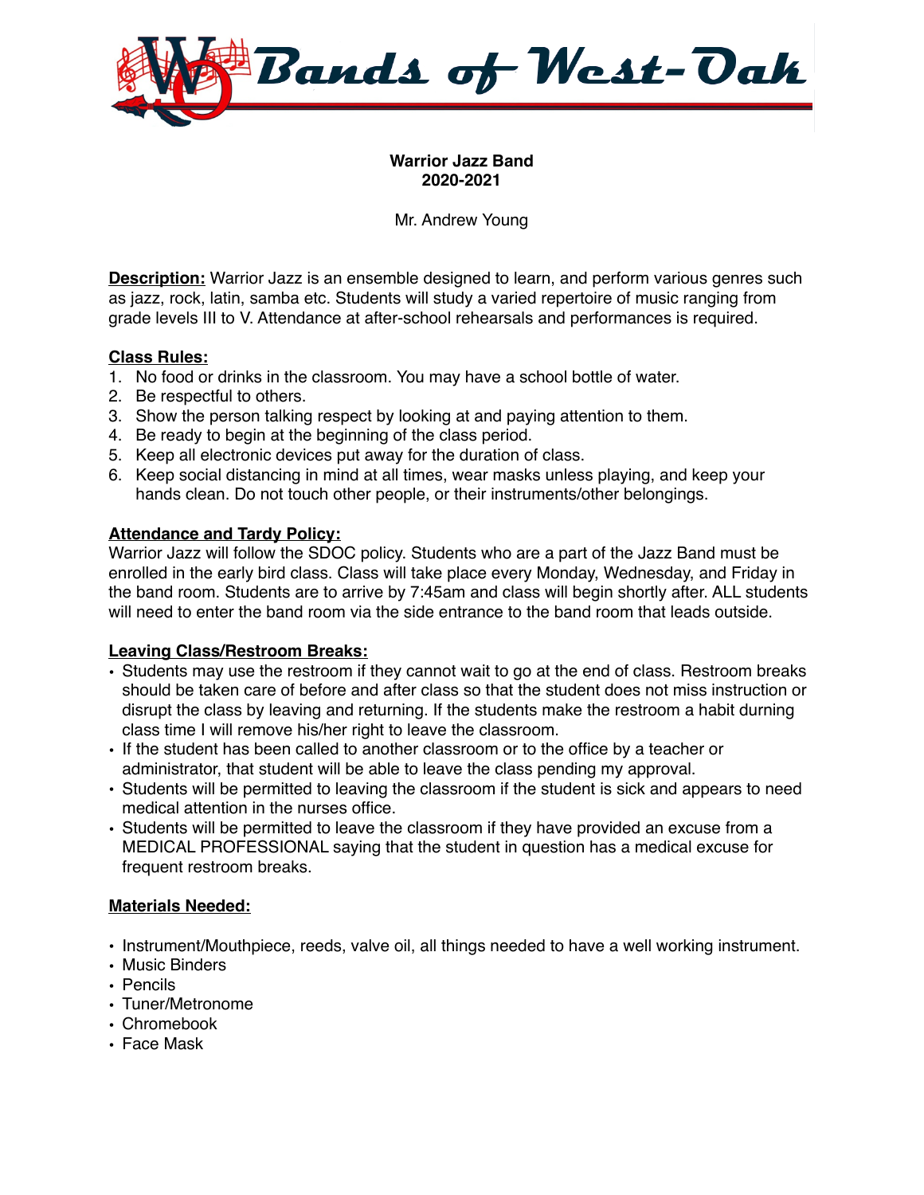# Bands of West-Oak

**Warrior Jazz Band**
**2020-2021**

Mr. Andrew Young

**Description:** Warrior Jazz is an ensemble designed to learn, and perform various genres such as jazz, rock, latin, samba etc. Students will study a varied repertoire of music ranging from grade levels III to V. Attendance at after-school rehearsals and performances is required.

**Class Rules:**

1. No food or drinks in the classroom. You may have a school bottle of water.
2. Be respectful to others.
3. Show the person talking respect by looking at and paying attention to them.
4. Be ready to begin at the beginning of the class period.
5. Keep all electronic devices put away for the duration of class.
6. Keep social distancing in mind at all times, wear masks unless playing, and keep your hands clean. Do not touch other people, or their instruments/other belongings.

**Attendance and Tardy Policy:**
Warrior Jazz will follow the SDOC policy. Students who are a part of the Jazz Band must be enrolled in the early bird class. Class will take place every Monday, Wednesday, and Friday in the band room. Students are to arrive by 7:45am and class will begin shortly after. ALL students will need to enter the band room via the side entrance to the band room that leads outside.

**Leaving Class/Restroom Breaks:**

- Students may use the restroom if they cannot wait to go at the end of class. Restroom breaks should be taken care of before and after class so that the student does not miss instruction or disrupt the class by leaving and returning. If the students make the restroom a habit durning class time I will remove his/her right to leave the classroom.
- If the student has been called to another classroom or to the office by a teacher or administrator, that student will be able to leave the class pending my approval.
- Students will be permitted to leaving the classroom if the student is sick and appears to need medical attention in the nurses office.
- Students will be permitted to leave the classroom if they have provided an excuse from a MEDICAL PROFESSIONAL saying that the student in question has a medical excuse for frequent restroom breaks.

**Materials Needed:**

- Instrument/Mouthpiece, reeds, valve oil, all things needed to have a well working instrument.
- Music Binders
- Pencils
- Tuner/Metronome
- Chromebook
- Face Mask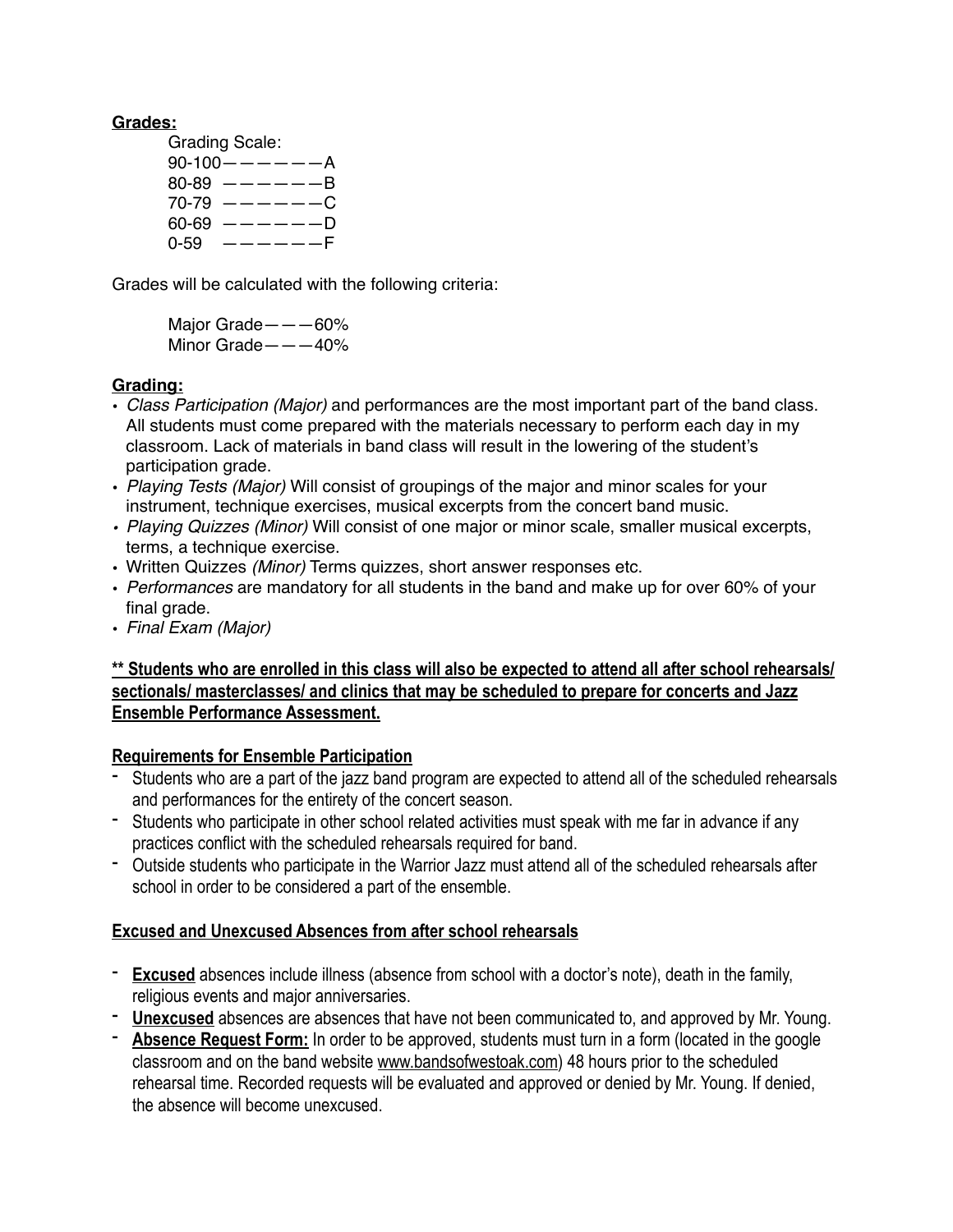**Grades:**

Grading Scale:

90-100——————A
80-89 ——————B
70-79 ——————C
60-69 ——————D
0-59 ——————F

Grades will be calculated with the following criteria:

Major Grade———60%
Minor Grade———40%

**Grading:**

- *Class Participation (Major)* and performances are the most important part of the band class. All students must come prepared with the materials necessary to perform each day in my classroom. Lack of materials in band class will result in the lowering of the student's participation grade.
- *Playing Tests (Major)* Will consist of groupings of the major and minor scales for your instrument, technique exercises, musical excerpts from the concert band music.
- *Playing Quizzes (Minor)* Will consist of one major or minor scale, smaller musical excerpts, terms, a technique exercise.
- Written Quizzes *(Minor)* Terms quizzes, short answer responses etc.
- *Performances* are mandatory for all students in the band and make up for over 60% of your final grade.
- *Final Exam (Major)*

**<u>** Students who are enrolled in this class will also be expected to attend all after school rehearsals/ sectionals/ masterclasses/ and clinics that may be scheduled to prepare for concerts and Jazz Ensemble Performance Assessment.</u>**

**<u>Requirements for Ensemble Participation</u>**

- Students who are a part of the jazz band program are expected to attend all of the scheduled rehearsals and performances for the entirety of the concert season.
- Students who participate in other school related activities must speak with me far in advance if any practices conflict with the scheduled rehearsals required for band.
- Outside students who participate in the Warrior Jazz must attend all of the scheduled rehearsals after school in order to be considered a part of the ensemble.

**<u>Excused and Unexcused Absences from after school rehearsals</u>**

- **<u>Excused</u>** absences include illness (absence from school with a doctor's note), death in the family, religious events and major anniversaries.
- **<u>Unexcused</u>** absences are absences that have not been communicated to, and approved by Mr. Young.
- **<u>Absence Request Form:</u>** In order to be approved, students must turn in a form (located in the google classroom and on the band website <u>www.bandsofwestoak.com</u>) 48 hours prior to the scheduled rehearsal time. Recorded requests will be evaluated and approved or denied by Mr. Young. If denied, the absence will become unexcused.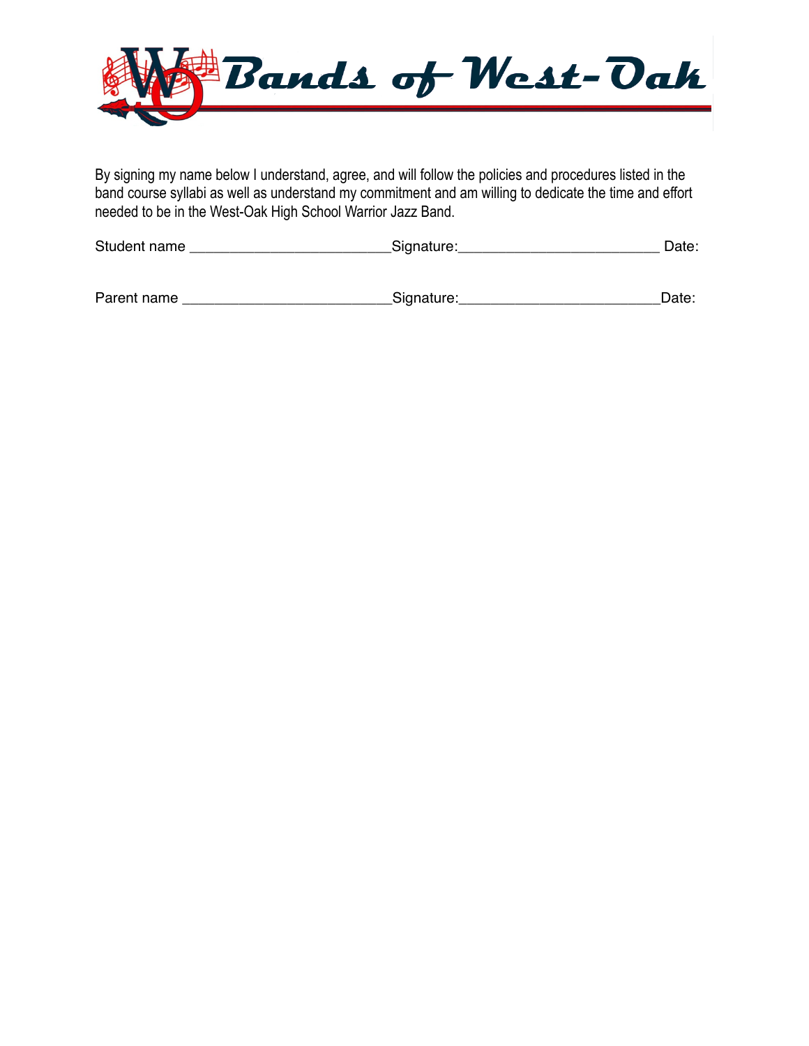# Bands of West-Oak

By signing my name below I understand, agree, and will follow the policies and procedures listed in the band course syllabi as well as understand my commitment and am willing to dedicate the time and effort needed to be in the West-Oak High School Warrior Jazz Band.

Student name ________________________Signature:________________________ Date:

Parent name _________________________Signature:________________________Date: